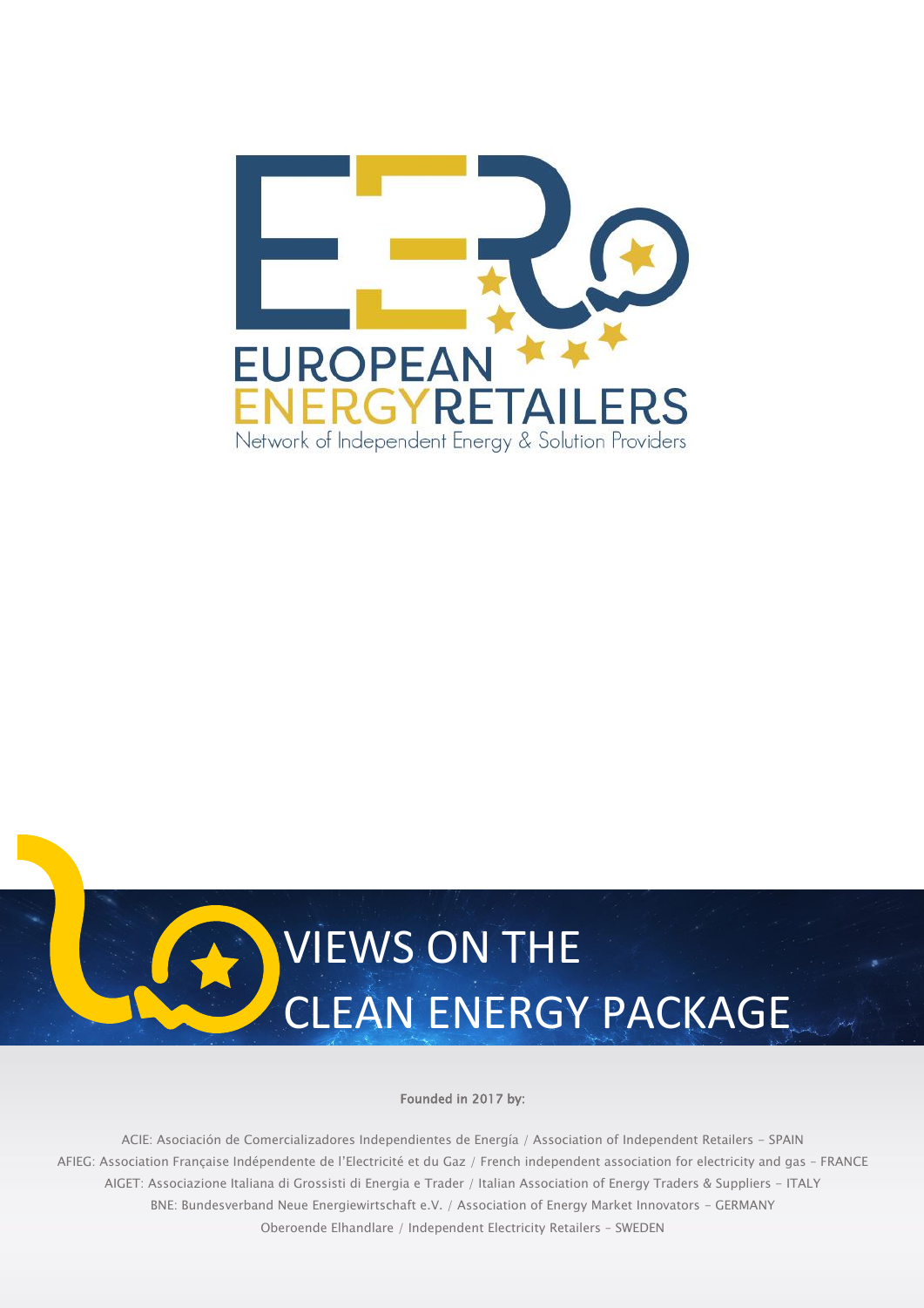EUROPEAN ENERGYRETAILERS

Network of Independent Energy & Solution Providers

# VIEWS ON THE CLEAN ENERGY PACKAGE

**Founded in 2017 by:**

ACIE: Asociación de Comercializadores Independientes de Energía / Association of Independent Retailers – SPAIN
AFIEG: Association Française Indépendente de l'Electricité et du Gaz / French independent association for electricity and gas – FRANCE
AIGET: Associazione Italiana di Grossisti di Energia e Trader / Italian Association of Energy Traders & Suppliers – ITALY
BNE: Bundesverband Neue Energiewirtschaft e.V. / Association of Energy Market Innovators – GERMANY
Oberoende Elhandlare / Independent Electricity Retailers – SWEDEN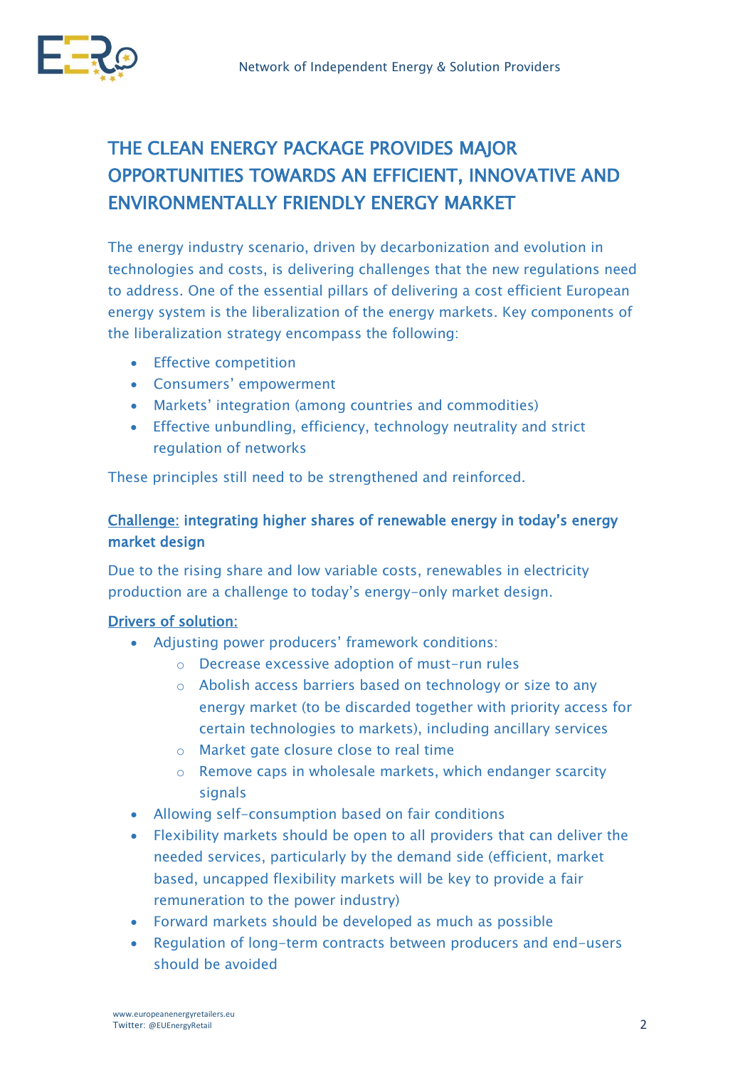## THE CLEAN ENERGY PACKAGE PROVIDES MAJOR OPPORTUNITIES TOWARDS AN EFFICIENT, INNOVATIVE AND ENVIRONMENTALLY FRIENDLY ENERGY MARKET

The energy industry scenario, driven by decarbonization and evolution in technologies and costs, is delivering challenges that the new regulations need to address. One of the essential pillars of delivering a cost efficient European energy system is the liberalization of the energy markets. Key components of the liberalization strategy encompass the following:

- Effective competition
- Consumers' empowerment
- Markets' integration (among countries and commodities)
- Effective unbundling, efficiency, technology neutrality and strict regulation of networks

These principles still need to be strengthened and reinforced.

### Challenge: integrating higher shares of renewable energy in today's energy market design

Due to the rising share and low variable costs, renewables in electricity production are a challenge to today's energy-only market design.

**Drivers of solution:**

- Adjusting power producers' framework conditions:
  - Decrease excessive adoption of must-run rules
  - Abolish access barriers based on technology or size to any energy market (to be discarded together with priority access for certain technologies to markets), including ancillary services
  - Market gate closure close to real time
  - Remove caps in wholesale markets, which endanger scarcity signals
- Allowing self-consumption based on fair conditions
- Flexibility markets should be open to all providers that can deliver the needed services, particularly by the demand side (efficient, market based, uncapped flexibility markets will be key to provide a fair remuneration to the power industry)
- Forward markets should be developed as much as possible
- Regulation of long-term contracts between producers and end-users should be avoided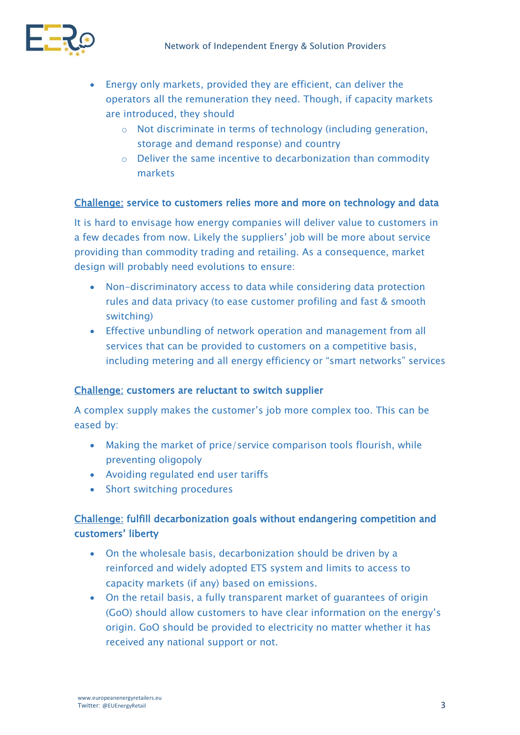- Energy only markets, provided they are efficient, can deliver the operators all the remuneration they need. Though, if capacity markets are introduced, they should
  - Not discriminate in terms of technology (including generation, storage and demand response) and country
  - Deliver the same incentive to decarbonization than commodity markets

### Challenge: service to customers relies more and more on technology and data

It is hard to envisage how energy companies will deliver value to customers in a few decades from now. Likely the suppliers' job will be more about service providing than commodity trading and retailing. As a consequence, market design will probably need evolutions to ensure:

- Non-discriminatory access to data while considering data protection rules and data privacy (to ease customer profiling and fast & smooth switching)
- Effective unbundling of network operation and management from all services that can be provided to customers on a competitive basis, including metering and all energy efficiency or "smart networks" services

### Challenge: customers are reluctant to switch supplier

A complex supply makes the customer's job more complex too. This can be eased by:

- Making the market of price/service comparison tools flourish, while preventing oligopoly
- Avoiding regulated end user tariffs
- Short switching procedures

### Challenge: fulfill decarbonization goals without endangering competition and customers' liberty

- On the wholesale basis, decarbonization should be driven by a reinforced and widely adopted ETS system and limits to access to capacity markets (if any) based on emissions.
- On the retail basis, a fully transparent market of guarantees of origin (GoO) should allow customers to have clear information on the energy's origin. GoO should be provided to electricity no matter whether it has received any national support or not.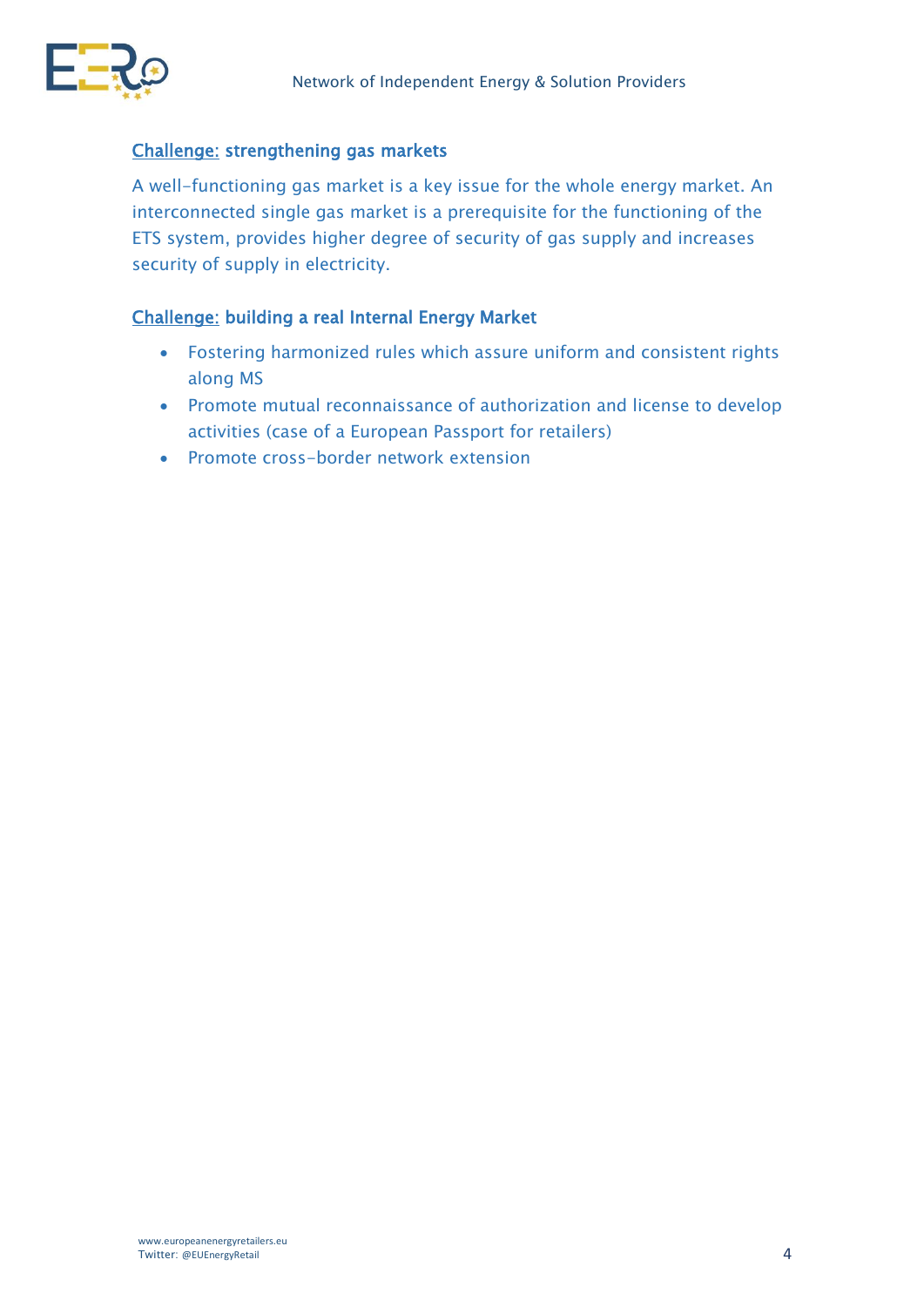### Challenge: strengthening gas markets

A well-functioning gas market is a key issue for the whole energy market. An interconnected single gas market is a prerequisite for the functioning of the ETS system, provides higher degree of security of gas supply and increases security of supply in electricity.

### Challenge: building a real Internal Energy Market

- Fostering harmonized rules which assure uniform and consistent rights along MS
- Promote mutual reconnaissance of authorization and license to develop activities (case of a European Passport for retailers)
- Promote cross-border network extension